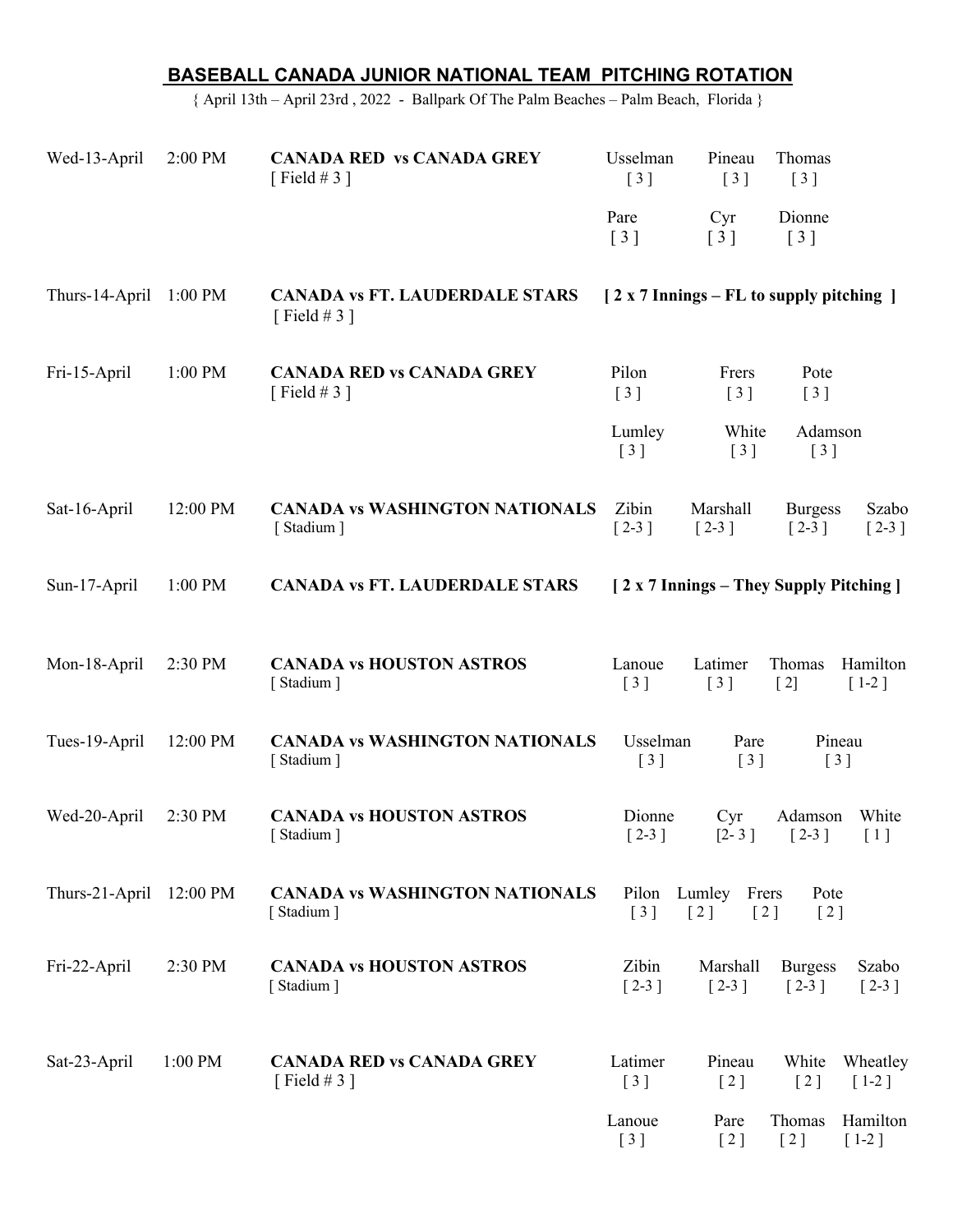## BASEBALL CANADA JUNIOR NATIONAL TEAM PITCHING ROTATION

{ April 13th – April 23rd , 2022 - Ballpark Of The Palm Beaches – Palm Beach, Florida }

| Date | Time | Game | Pitchers | | | |
|---|---|---|---|---|---|---|
| Wed-13-April | 2:00 PM | **CANADA RED vs CANADA GREY** [ Field # 3 ] | Usselman [ 3 ] | Pineau [ 3 ] | Thomas [ 3 ] | |
| | | | Pare [ 3 ] | Cyr [ 3 ] | Dionne [ 3 ] | |
| Thurs-14-April | 1:00 PM | **CANADA vs FT. LAUDERDALE STARS** [ Field # 3 ] | **[ 2 x 7 Innings – FL to supply pitching ]** | | | |
| Fri-15-April | 1:00 PM | **CANADA RED vs CANADA GREY** [ Field # 3 ] | Pilon [ 3 ] | Frers [ 3 ] | Pote [ 3 ] | |
| | | | Lumley [ 3 ] | White [ 3 ] | Adamson [ 3 ] | |
| Sat-16-April | 12:00 PM | **CANADA vs WASHINGTON NATIONALS** [ Stadium ] | Zibin [ 2-3 ] | Marshall [ 2-3 ] | Burgess [ 2-3 ] | Szabo [ 2-3 ] |
| Sun-17-April | 1:00 PM | **CANADA vs FT. LAUDERDALE STARS** | **[ 2 x 7 Innings – They Supply Pitching ]** | | | |
| Mon-18-April | 2:30 PM | **CANADA vs HOUSTON ASTROS** [ Stadium ] | Lanoue [ 3 ] | Latimer [ 3 ] | Thomas [ 2] | Hamilton [ 1-2 ] |
| Tues-19-April | 12:00 PM | **CANADA vs WASHINGTON NATIONALS** [ Stadium ] | Usselman [ 3 ] | Pare [ 3 ] | Pineau [ 3 ] | |
| Wed-20-April | 2:30 PM | **CANADA vs HOUSTON ASTROS** [ Stadium ] | Dionne [ 2-3 ] | Cyr [2- 3 ] | Adamson [ 2-3 ] | White [ 1 ] |
| Thurs-21-April | 12:00 PM | **CANADA vs WASHINGTON NATIONALS** [ Stadium ] | Pilon [ 3 ] | Lumley [ 2 ] | Frers [ 2 ] | Pote [ 2 ] |
| Fri-22-April | 2:30 PM | **CANADA vs HOUSTON ASTROS** [ Stadium ] | Zibin [ 2-3 ] | Marshall [ 2-3 ] | Burgess [ 2-3 ] | Szabo [ 2-3 ] |
| Sat-23-April | 1:00 PM | **CANADA RED vs CANADA GREY** [ Field # 3 ] | Latimer [ 3 ] | Pineau [ 2 ] | White [ 2 ] | Wheatley [ 1-2 ] |
| | | | Lanoue [ 3 ] | Pare [ 2 ] | Thomas [ 2 ] | Hamilton [ 1-2 ] |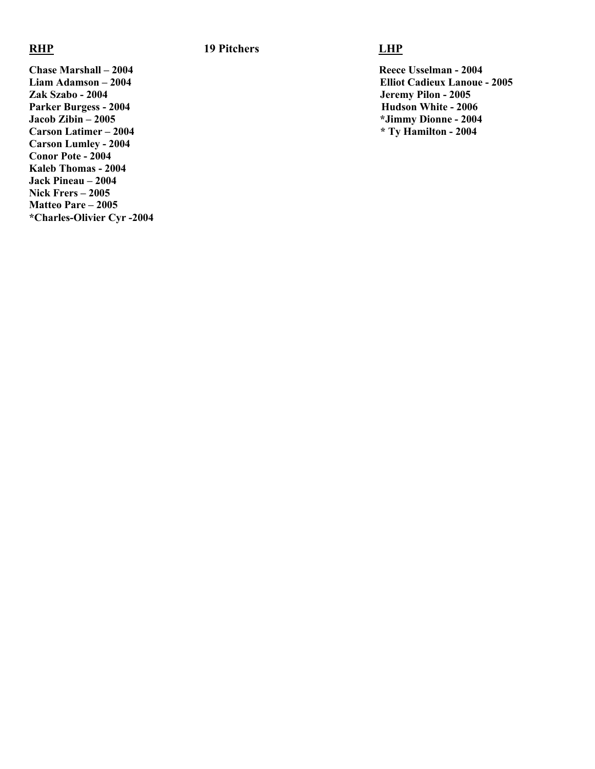**RHP** | **19 Pitchers** | **LHP**

**RHP**

**Chase Marshall – 2004**
**Liam Adamson – 2004**
**Zak Szabo - 2004**
**Parker Burgess - 2004**
**Jacob Zibin – 2005**
**Carson Latimer – 2004**
**Carson Lumley - 2004**
**Conor Pote - 2004**
**Kaleb Thomas - 2004**
**Jack Pineau – 2004**
**Nick Frers – 2005**
**Matteo Pare – 2005**
**\*Charles-Olivier Cyr -2004**

**LHP**

**Reece Usselman - 2004**
**Elliot Cadieux Lanoue - 2005**
**Jeremy Pilon - 2005**
**Hudson White - 2006**
**\*Jimmy Dionne - 2004**
**\* Ty Hamilton - 2004**

**RHP** | **19 Pitchers** | **LHP**

**RHP**

**Chase Marshall – 2004**
**Liam Adamson – 2004**
**Zak Szabo - 2004**
**Parker Burgess - 2004**
**Jacob Zibin – 2005**
**Carson Latimer – 2004**
**Carson Lumley - 2004**
**Conor Pote - 2004**
**Kaleb Thomas - 2004**
**Jack Pineau – 2004**
**Nick Frers – 2005**
**Matteo Pare – 2005**
*Charles-Olivier Cyr -2004

**LHP**

**Reece Usselman - 2004**
**Elliot Cadieux Lanoue - 2005**
**Jeremy Pilon - 2005**
**Hudson White - 2006**
*Jimmy Dionne - 2004
* Ty Hamilton - 2004